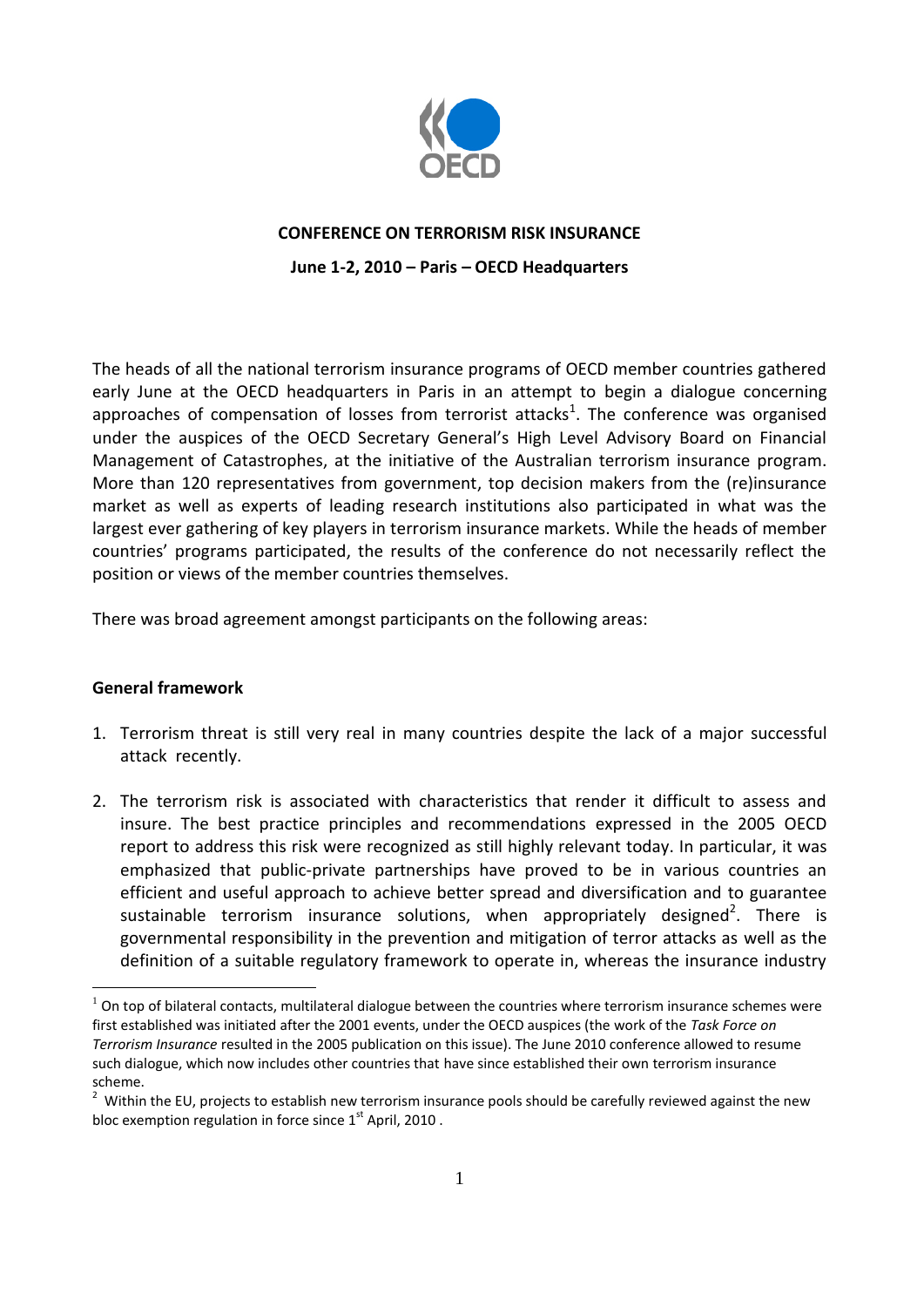**CONFERENCE ON TERRORISM RISK INSURANCE**

**June 1-2, 2010 – Paris – OECD Headquarters**

The heads of all the national terrorism insurance programs of OECD member countries gathered early June at the OECD headquarters in Paris in an attempt to begin a dialogue concerning approaches of compensation of losses from terrorist attacks[1]. The conference was organised under the auspices of the OECD Secretary General's High Level Advisory Board on Financial Management of Catastrophes, at the initiative of the Australian terrorism insurance program. More than 120 representatives from government, top decision makers from the (re)insurance market as well as experts of leading research institutions also participated in what was the largest ever gathering of key players in terrorism insurance markets. While the heads of member countries' programs participated, the results of the conference do not necessarily reflect the position or views of the member countries themselves.

There was broad agreement amongst participants on the following areas:

**General framework**

1. Terrorism threat is still very real in many countries despite the lack of a major successful attack recently.

2. The terrorism risk is associated with characteristics that render it difficult to assess and insure. The best practice principles and recommendations expressed in the 2005 OECD report to address this risk were recognized as still highly relevant today. In particular, it was emphasized that public-private partnerships have proved to be in various countries an efficient and useful approach to achieve better spread and diversification and to guarantee sustainable terrorism insurance solutions, when appropriately designed[2]. There is governmental responsibility in the prevention and mitigation of terror attacks as well as the definition of a suitable regulatory framework to operate in, whereas the insurance industry

---

[1] On top of bilateral contacts, multilateral dialogue between the countries where terrorism insurance schemes were first established was initiated after the 2001 events, under the OECD auspices (the work of the *Task Force on Terrorism Insurance* resulted in the 2005 publication on this issue). The June 2010 conference allowed to resume such dialogue, which now includes other countries that have since established their own terrorism insurance scheme.

[2] Within the EU, projects to establish new terrorism insurance pools should be carefully reviewed against the new bloc exemption regulation in force since 1st April, 2010 .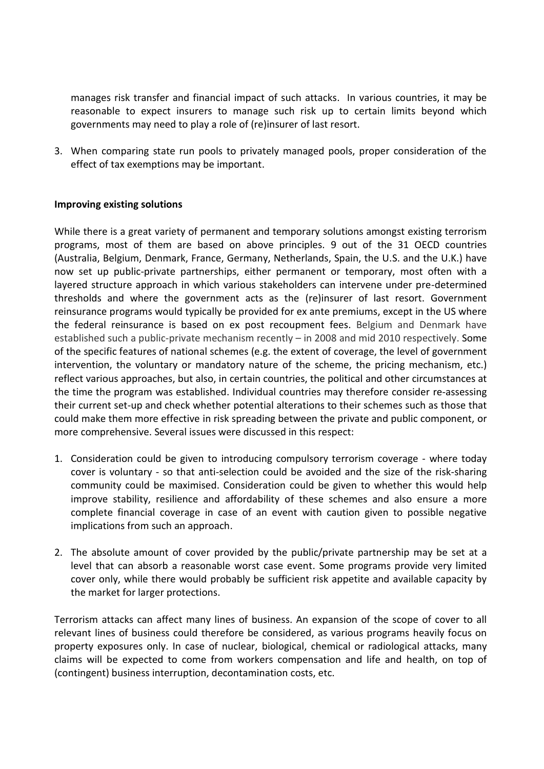manages risk transfer and financial impact of such attacks. In various countries, it may be reasonable to expect insurers to manage such risk up to certain limits beyond which governments may need to play a role of (re)insurer of last resort.

3. When comparing state run pools to privately managed pools, proper consideration of the effect of tax exemptions may be important.

**Improving existing solutions**

While there is a great variety of permanent and temporary solutions amongst existing terrorism programs, most of them are based on above principles. 9 out of the 31 OECD countries (Australia, Belgium, Denmark, France, Germany, Netherlands, Spain, the U.S. and the U.K.) have now set up public-private partnerships, either permanent or temporary, most often with a layered structure approach in which various stakeholders can intervene under pre-determined thresholds and where the government acts as the (re)insurer of last resort. Government reinsurance programs would typically be provided for ex ante premiums, except in the US where the federal reinsurance is based on ex post recoupment fees. Belgium and Denmark have established such a public-private mechanism recently – in 2008 and mid 2010 respectively. Some of the specific features of national schemes (e.g. the extent of coverage, the level of government intervention, the voluntary or mandatory nature of the scheme, the pricing mechanism, etc.) reflect various approaches, but also, in certain countries, the political and other circumstances at the time the program was established. Individual countries may therefore consider re-assessing their current set-up and check whether potential alterations to their schemes such as those that could make them more effective in risk spreading between the private and public component, or more comprehensive. Several issues were discussed in this respect:

1. Consideration could be given to introducing compulsory terrorism coverage - where today cover is voluntary - so that anti-selection could be avoided and the size of the risk-sharing community could be maximised. Consideration could be given to whether this would help improve stability, resilience and affordability of these schemes and also ensure a more complete financial coverage in case of an event with caution given to possible negative implications from such an approach.

2. The absolute amount of cover provided by the public/private partnership may be set at a level that can absorb a reasonable worst case event. Some programs provide very limited cover only, while there would probably be sufficient risk appetite and available capacity by the market for larger protections.

Terrorism attacks can affect many lines of business. An expansion of the scope of cover to all relevant lines of business could therefore be considered, as various programs heavily focus on property exposures only. In case of nuclear, biological, chemical or radiological attacks, many claims will be expected to come from workers compensation and life and health, on top of (contingent) business interruption, decontamination costs, etc.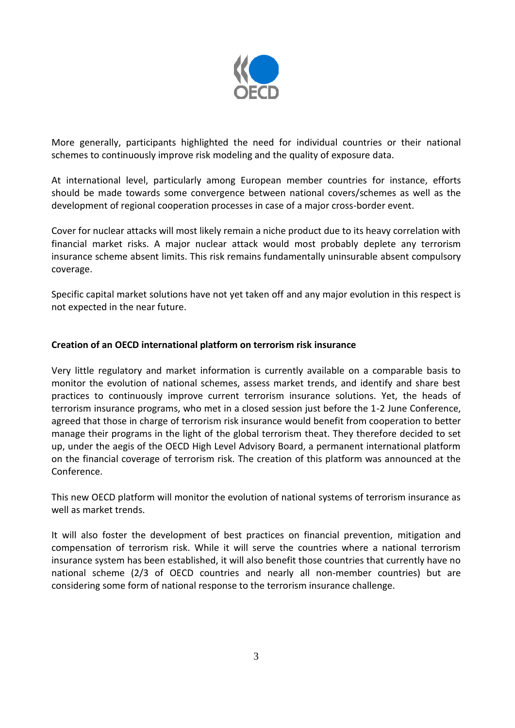More generally, participants highlighted the need for individual countries or their national schemes to continuously improve risk modeling and the quality of exposure data.

At international level, particularly among European member countries for instance, efforts should be made towards some convergence between national covers/schemes as well as the development of regional cooperation processes in case of a major cross-border event.

Cover for nuclear attacks will most likely remain a niche product due to its heavy correlation with financial market risks. A major nuclear attack would most probably deplete any terrorism insurance scheme absent limits. This risk remains fundamentally uninsurable absent compulsory coverage.

Specific capital market solutions have not yet taken off and any major evolution in this respect is not expected in the near future.

**Creation of an OECD international platform on terrorism risk insurance**

Very little regulatory and market information is currently available on a comparable basis to monitor the evolution of national schemes, assess market trends, and identify and share best practices to continuously improve current terrorism insurance solutions. Yet, the heads of terrorism insurance programs, who met in a closed session just before the 1-2 June Conference, agreed that those in charge of terrorism risk insurance would benefit from cooperation to better manage their programs in the light of the global terrorism theat. They therefore decided to set up, under the aegis of the OECD High Level Advisory Board, a permanent international platform on the financial coverage of terrorism risk. The creation of this platform was announced at the Conference.

This new OECD platform will monitor the evolution of national systems of terrorism insurance as well as market trends.

It will also foster the development of best practices on financial prevention, mitigation and compensation of terrorism risk. While it will serve the countries where a national terrorism insurance system has been established, it will also benefit those countries that currently have no national scheme (2/3 of OECD countries and nearly all non-member countries) but are considering some form of national response to the terrorism insurance challenge.